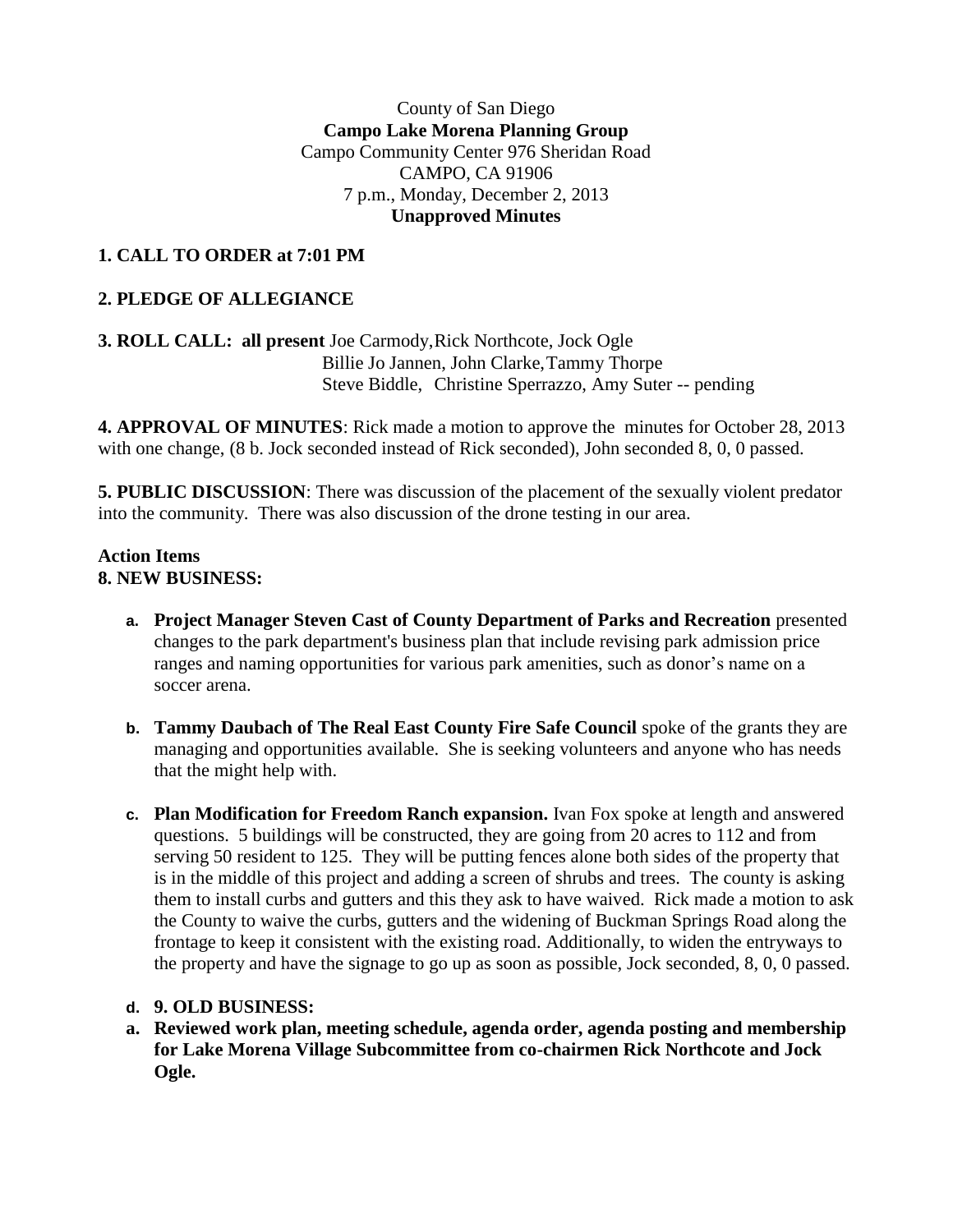County of San Diego
**Campo Lake Morena Planning Group**
Campo Community Center 976 Sheridan Road
CAMPO, CA 91906
7 p.m., Monday, December 2, 2013
**Unapproved Minutes**

**1. CALL TO ORDER at 7:01 PM**

**2. PLEDGE OF ALLEGIANCE**

**3. ROLL CALL: all present** Joe Carmody,Rick Northcote, Jock Ogle
Billie Jo Jannen, John Clarke,Tammy Thorpe
Steve Biddle, Christine Sperrazzo, Amy Suter -- pending

**4. APPROVAL OF MINUTES**: Rick made a motion to approve the minutes for October 28, 2013 with one change, (8 b. Jock seconded instead of Rick seconded), John seconded 8, 0, 0 passed.

**5. PUBLIC DISCUSSION**: There was discussion of the placement of the sexually violent predator into the community. There was also discussion of the drone testing in our area.

**Action Items**
**8. NEW BUSINESS:**

a. **Project Manager Steven Cast of County Department of Parks and Recreation** presented changes to the park department's business plan that include revising park admission price ranges and naming opportunities for various park amenities, such as donor's name on a soccer arena.

b. **Tammy Daubach of The Real East County Fire Safe Council** spoke of the grants they are managing and opportunities available. She is seeking volunteers and anyone who has needs that the might help with.

c. **Plan Modification for Freedom Ranch expansion.** Ivan Fox spoke at length and answered questions. 5 buildings will be constructed, they are going from 20 acres to 112 and from serving 50 resident to 125. They will be putting fences alone both sides of the property that is in the middle of this project and adding a screen of shrubs and trees. The county is asking them to install curbs and gutters and this they ask to have waived. Rick made a motion to ask the County to waive the curbs, gutters and the widening of Buckman Springs Road along the frontage to keep it consistent with the existing road. Additionally, to widen the entryways to the property and have the signage to go up as soon as possible, Jock seconded, 8, 0, 0 passed.

d. **9. OLD BUSINESS:**

a. **Reviewed work plan, meeting schedule, agenda order, agenda posting and membership for Lake Morena Village Subcommittee from co-chairmen Rick Northcote and Jock Ogle.**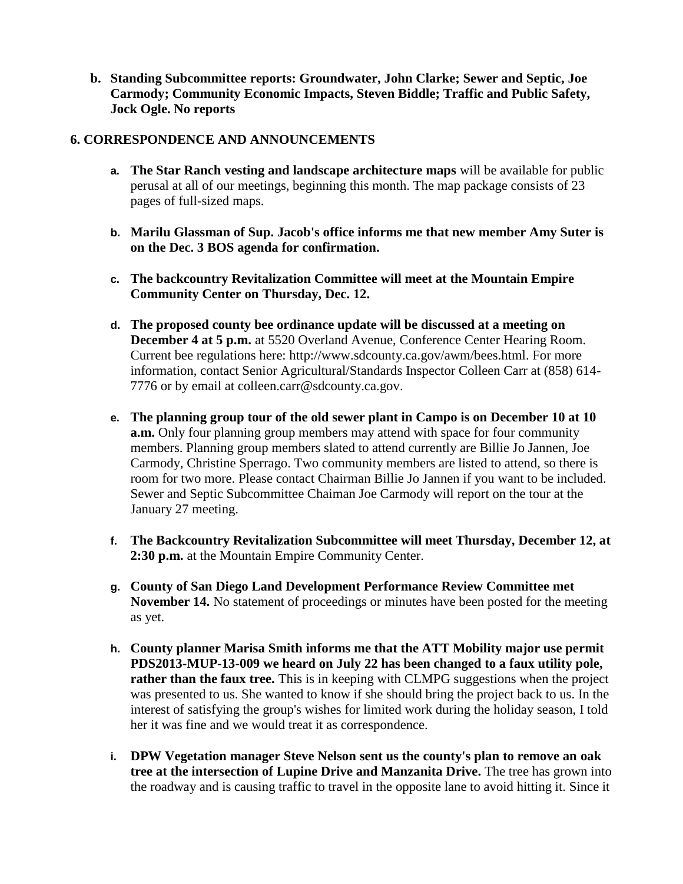b. **Standing Subcommittee reports: Groundwater, John Clarke; Sewer and Septic, Joe Carmody; Community Economic Impacts, Steven Biddle; Traffic and Public Safety, Jock Ogle. No reports**

## 6. CORRESPONDENCE AND ANNOUNCEMENTS

a. **The Star Ranch vesting and landscape architecture maps** will be available for public perusal at all of our meetings, beginning this month. The map package consists of 23 pages of full-sized maps.

b. **Marilu Glassman of Sup. Jacob's office informs me that new member Amy Suter is on the Dec. 3 BOS agenda for confirmation.**

c. **The backcountry Revitalization Committee will meet at the Mountain Empire Community Center on Thursday, Dec. 12.**

d. **The proposed county bee ordinance update will be discussed at a meeting on December 4 at 5 p.m.** at 5520 Overland Avenue, Conference Center Hearing Room. Current bee regulations here: http://www.sdcounty.ca.gov/awm/bees.html. For more information, contact Senior Agricultural/Standards Inspector Colleen Carr at (858) 614-7776 or by email at colleen.carr@sdcounty.ca.gov.

e. **The planning group tour of the old sewer plant in Campo is on December 10 at 10 a.m.** Only four planning group members may attend with space for four community members. Planning group members slated to attend currently are Billie Jo Jannen, Joe Carmody, Christine Sperrago. Two community members are listed to attend, so there is room for two more. Please contact Chairman Billie Jo Jannen if you want to be included. Sewer and Septic Subcommittee Chaiman Joe Carmody will report on the tour at the January 27 meeting.

f. **The Backcountry Revitalization Subcommittee will meet Thursday, December 12, at 2:30 p.m.** at the Mountain Empire Community Center.

g. **County of San Diego Land Development Performance Review Committee met November 14.** No statement of proceedings or minutes have been posted for the meeting as yet.

h. **County planner Marisa Smith informs me that the ATT Mobility major use permit PDS2013-MUP-13-009 we heard on July 22 has been changed to a faux utility pole, rather than the faux tree.** This is in keeping with CLMPG suggestions when the project was presented to us. She wanted to know if she should bring the project back to us. In the interest of satisfying the group's wishes for limited work during the holiday season, I told her it was fine and we would treat it as correspondence.

i. **DPW Vegetation manager Steve Nelson sent us the county's plan to remove an oak tree at the intersection of Lupine Drive and Manzanita Drive.** The tree has grown into the roadway and is causing traffic to travel in the opposite lane to avoid hitting it. Since it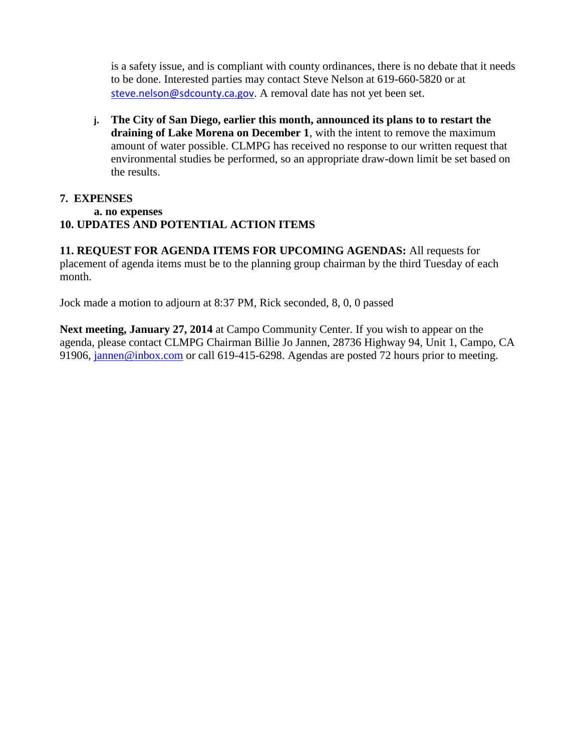is a safety issue, and is compliant with county ordinances, there is no debate that it needs to be done. Interested parties may contact Steve Nelson at 619-660-5820 or at steve.nelson@sdcounty.ca.gov. A removal date has not yet been set.

j. **The City of San Diego, earlier this month, announced its plans to to restart the draining of Lake Morena on December 1**, with the intent to remove the maximum amount of water possible. CLMPG has received no response to our written request that environmental studies be performed, so an appropriate draw-down limit be set based on the results.

**7. EXPENSES**

**a. no expenses**

**10. UPDATES AND POTENTIAL ACTION ITEMS**

**11. REQUEST FOR AGENDA ITEMS FOR UPCOMING AGENDAS:** All requests for placement of agenda items must be to the planning group chairman by the third Tuesday of each month.

Jock made a motion to adjourn at 8:37 PM, Rick seconded, 8, 0, 0 passed

**Next meeting, January 27, 2014** at Campo Community Center. If you wish to appear on the agenda, please contact CLMPG Chairman Billie Jo Jannen, 28736 Highway 94, Unit 1, Campo, CA 91906, jannen@inbox.com or call 619-415-6298. Agendas are posted 72 hours prior to meeting.